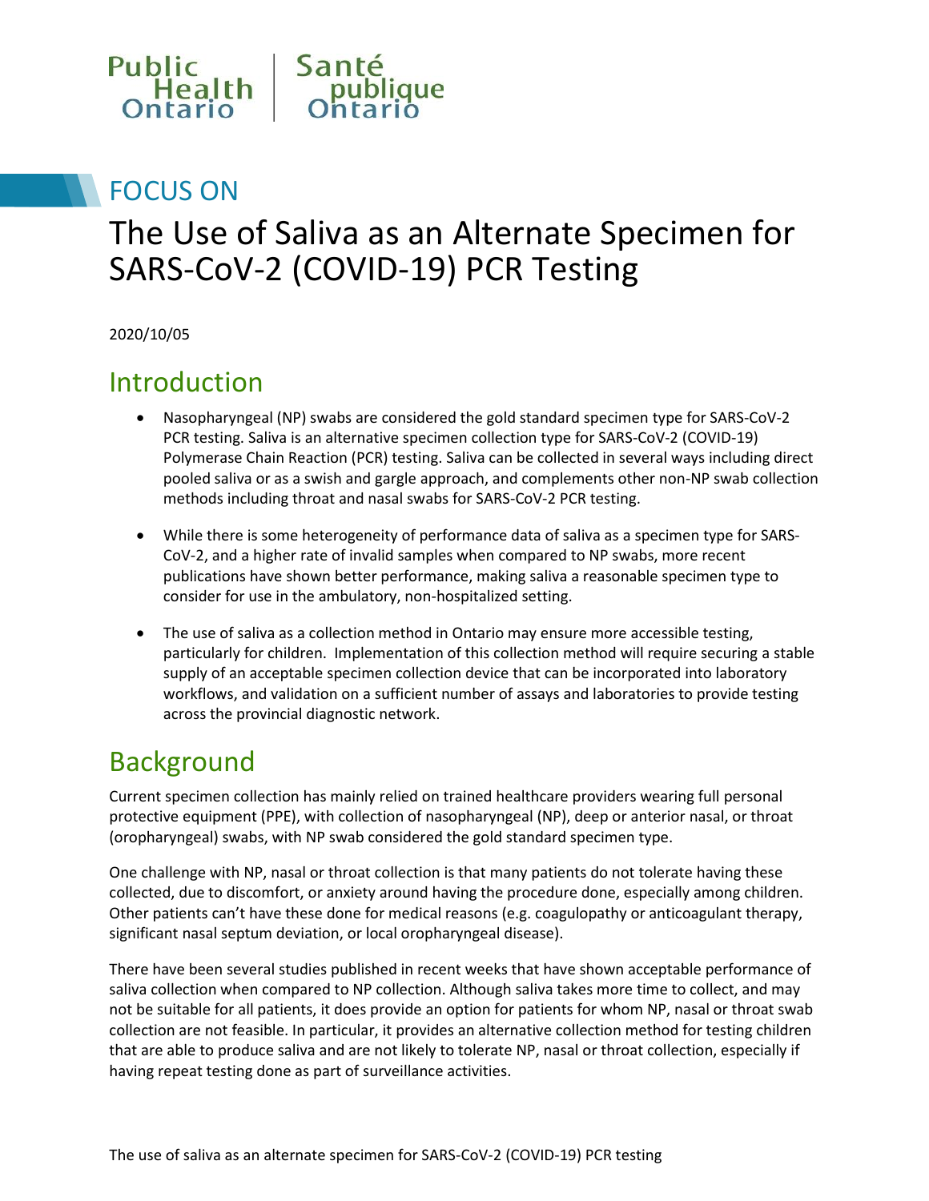Public Health Ontario | Santé publique Ontario

FOCUS ON

# The Use of Saliva as an Alternate Specimen for SARS-CoV-2 (COVID-19) PCR Testing

2020/10/05

## Introduction

- Nasopharyngeal (NP) swabs are considered the gold standard specimen type for SARS-CoV-2 PCR testing. Saliva is an alternative specimen collection type for SARS-CoV-2 (COVID-19) Polymerase Chain Reaction (PCR) testing. Saliva can be collected in several ways including direct pooled saliva or as a swish and gargle approach, and complements other non-NP swab collection methods including throat and nasal swabs for SARS-CoV-2 PCR testing.
- While there is some heterogeneity of performance data of saliva as a specimen type for SARS-CoV-2, and a higher rate of invalid samples when compared to NP swabs, more recent publications have shown better performance, making saliva a reasonable specimen type to consider for use in the ambulatory, non-hospitalized setting.
- The use of saliva as a collection method in Ontario may ensure more accessible testing, particularly for children. Implementation of this collection method will require securing a stable supply of an acceptable specimen collection device that can be incorporated into laboratory workflows, and validation on a sufficient number of assays and laboratories to provide testing across the provincial diagnostic network.

## Background

Current specimen collection has mainly relied on trained healthcare providers wearing full personal protective equipment (PPE), with collection of nasopharyngeal (NP), deep or anterior nasal, or throat (oropharyngeal) swabs, with NP swab considered the gold standard specimen type.

One challenge with NP, nasal or throat collection is that many patients do not tolerate having these collected, due to discomfort, or anxiety around having the procedure done, especially among children. Other patients can't have these done for medical reasons (e.g. coagulopathy or anticoagulant therapy, significant nasal septum deviation, or local oropharyngeal disease).

There have been several studies published in recent weeks that have shown acceptable performance of saliva collection when compared to NP collection. Although saliva takes more time to collect, and may not be suitable for all patients, it does provide an option for patients for whom NP, nasal or throat swab collection are not feasible. In particular, it provides an alternative collection method for testing children that are able to produce saliva and are not likely to tolerate NP, nasal or throat collection, especially if having repeat testing done as part of surveillance activities.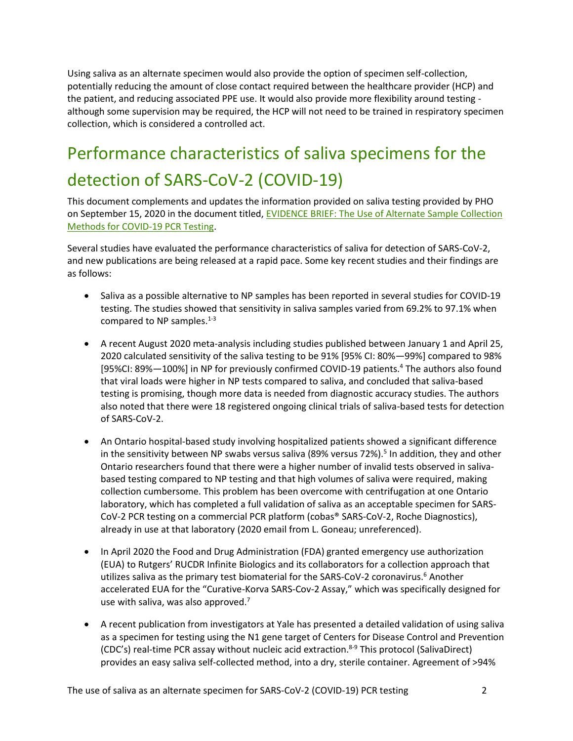Using saliva as an alternate specimen would also provide the option of specimen self-collection, potentially reducing the amount of close contact required between the healthcare provider (HCP) and the patient, and reducing associated PPE use. It would also provide more flexibility around testing - although some supervision may be required, the HCP will not need to be trained in respiratory specimen collection, which is considered a controlled act.

# Performance characteristics of saliva specimens for the detection of SARS-CoV-2 (COVID-19)

This document complements and updates the information provided on saliva testing provided by PHO on September 15, 2020 in the document titled, [EVIDENCE BRIEF: The Use of Alternate Sample Collection Methods for COVID-19 PCR Testing](#).

Several studies have evaluated the performance characteristics of saliva for detection of SARS-CoV-2, and new publications are being released at a rapid pace. Some key recent studies and their findings are as follows:

- Saliva as a possible alternative to NP samples has been reported in several studies for COVID-19 testing. The studies showed that sensitivity in saliva samples varied from 69.2% to 97.1% when compared to NP samples.[1-3]
- A recent August 2020 meta-analysis including studies published between January 1 and April 25, 2020 calculated sensitivity of the saliva testing to be 91% [95% CI: 80%—99%] compared to 98% [95%CI: 89%—100%] in NP for previously confirmed COVID-19 patients.[4] The authors also found that viral loads were higher in NP tests compared to saliva, and concluded that saliva-based testing is promising, though more data is needed from diagnostic accuracy studies. The authors also noted that there were 18 registered ongoing clinical trials of saliva-based tests for detection of SARS-CoV-2.
- An Ontario hospital-based study involving hospitalized patients showed a significant difference in the sensitivity between NP swabs versus saliva (89% versus 72%).[5] In addition, they and other Ontario researchers found that there were a higher number of invalid tests observed in saliva-based testing compared to NP testing and that high volumes of saliva were required, making collection cumbersome. This problem has been overcome with centrifugation at one Ontario laboratory, which has completed a full validation of saliva as an acceptable specimen for SARS-CoV-2 PCR testing on a commercial PCR platform (cobas® SARS-CoV-2, Roche Diagnostics), already in use at that laboratory (2020 email from L. Goneau; unreferenced).
- In April 2020 the Food and Drug Administration (FDA) granted emergency use authorization (EUA) to Rutgers' RUCDR Infinite Biologics and its collaborators for a collection approach that utilizes saliva as the primary test biomaterial for the SARS-CoV-2 coronavirus.[6] Another accelerated EUA for the "Curative-Korva SARS-Cov-2 Assay," which was specifically designed for use with saliva, was also approved.[7]
- A recent publication from investigators at Yale has presented a detailed validation of using saliva as a specimen for testing using the N1 gene target of Centers for Disease Control and Prevention (CDC's) real-time PCR assay without nucleic acid extraction.[8-9] This protocol (SalivaDirect) provides an easy saliva self-collected method, into a dry, sterile container. Agreement of >94%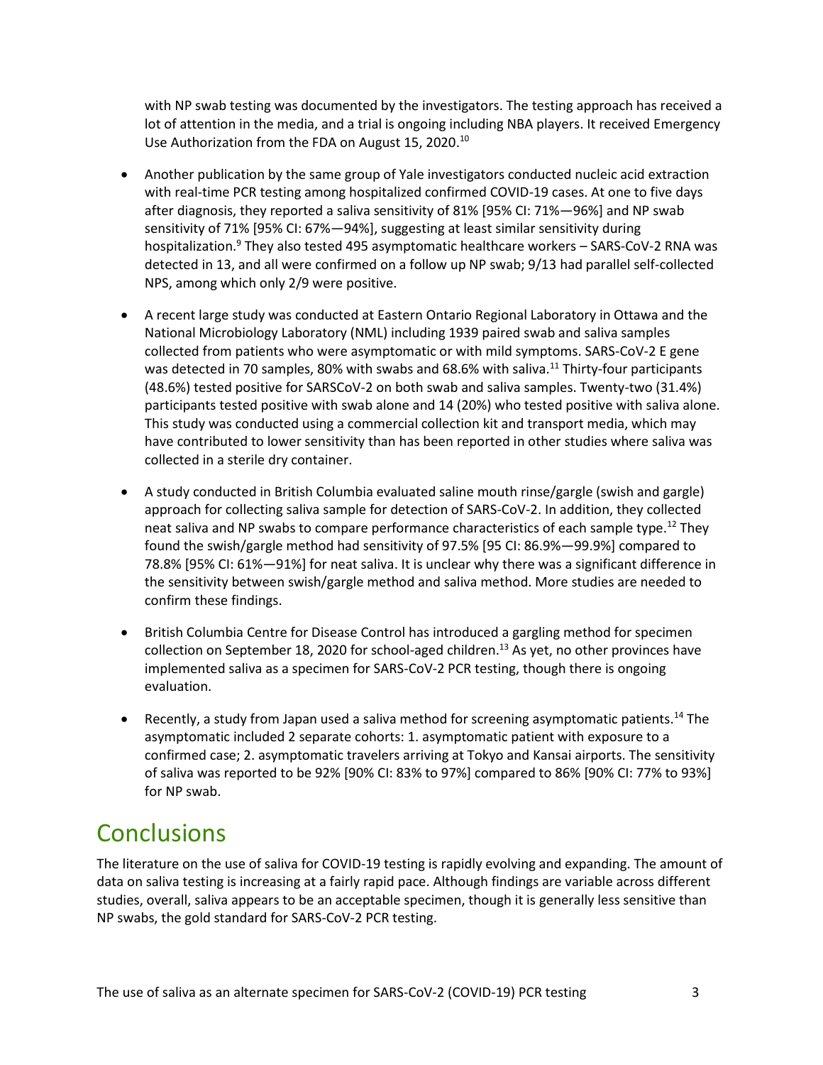with NP swab testing was documented by the investigators. The testing approach has received a lot of attention in the media, and a trial is ongoing including NBA players. It received Emergency Use Authorization from the FDA on August 15, 2020.[10]

- Another publication by the same group of Yale investigators conducted nucleic acid extraction with real-time PCR testing among hospitalized confirmed COVID-19 cases. At one to five days after diagnosis, they reported a saliva sensitivity of 81% [95% CI: 71%—96%] and NP swab sensitivity of 71% [95% CI: 67%—94%], suggesting at least similar sensitivity during hospitalization.[9] They also tested 495 asymptomatic healthcare workers – SARS-CoV-2 RNA was detected in 13, and all were confirmed on a follow up NP swab; 9/13 had parallel self-collected NPS, among which only 2/9 were positive.
- A recent large study was conducted at Eastern Ontario Regional Laboratory in Ottawa and the National Microbiology Laboratory (NML) including 1939 paired swab and saliva samples collected from patients who were asymptomatic or with mild symptoms. SARS-CoV-2 E gene was detected in 70 samples, 80% with swabs and 68.6% with saliva.[11] Thirty-four participants (48.6%) tested positive for SARSCoV-2 on both swab and saliva samples. Twenty-two (31.4%) participants tested positive with swab alone and 14 (20%) who tested positive with saliva alone. This study was conducted using a commercial collection kit and transport media, which may have contributed to lower sensitivity than has been reported in other studies where saliva was collected in a sterile dry container.
- A study conducted in British Columbia evaluated saline mouth rinse/gargle (swish and gargle) approach for collecting saliva sample for detection of SARS-CoV-2. In addition, they collected neat saliva and NP swabs to compare performance characteristics of each sample type.[12] They found the swish/gargle method had sensitivity of 97.5% [95 CI: 86.9%—99.9%] compared to 78.8% [95% CI: 61%—91%] for neat saliva. It is unclear why there was a significant difference in the sensitivity between swish/gargle method and saliva method. More studies are needed to confirm these findings.
- British Columbia Centre for Disease Control has introduced a gargling method for specimen collection on September 18, 2020 for school-aged children.[13] As yet, no other provinces have implemented saliva as a specimen for SARS-CoV-2 PCR testing, though there is ongoing evaluation.
- Recently, a study from Japan used a saliva method for screening asymptomatic patients.[14] The asymptomatic included 2 separate cohorts: 1. asymptomatic patient with exposure to a confirmed case; 2. asymptomatic travelers arriving at Tokyo and Kansai airports. The sensitivity of saliva was reported to be 92% [90% CI: 83% to 97%] compared to 86% [90% CI: 77% to 93%] for NP swab.

# Conclusions

The literature on the use of saliva for COVID-19 testing is rapidly evolving and expanding. The amount of data on saliva testing is increasing at a fairly rapid pace. Although findings are variable across different studies, overall, saliva appears to be an acceptable specimen, though it is generally less sensitive than NP swabs, the gold standard for SARS-CoV-2 PCR testing.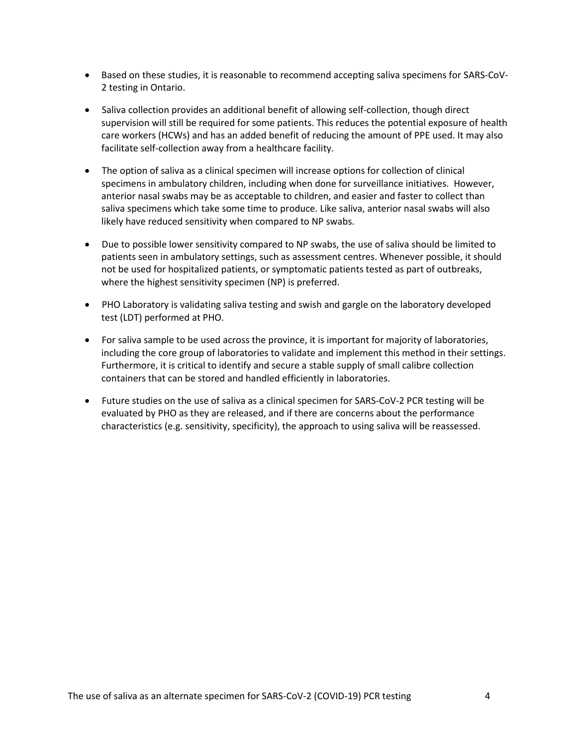- Based on these studies, it is reasonable to recommend accepting saliva specimens for SARS-CoV-2 testing in Ontario.
- Saliva collection provides an additional benefit of allowing self-collection, though direct supervision will still be required for some patients. This reduces the potential exposure of health care workers (HCWs) and has an added benefit of reducing the amount of PPE used. It may also facilitate self-collection away from a healthcare facility.
- The option of saliva as a clinical specimen will increase options for collection of clinical specimens in ambulatory children, including when done for surveillance initiatives. However, anterior nasal swabs may be as acceptable to children, and easier and faster to collect than saliva specimens which take some time to produce. Like saliva, anterior nasal swabs will also likely have reduced sensitivity when compared to NP swabs.
- Due to possible lower sensitivity compared to NP swabs, the use of saliva should be limited to patients seen in ambulatory settings, such as assessment centres. Whenever possible, it should not be used for hospitalized patients, or symptomatic patients tested as part of outbreaks, where the highest sensitivity specimen (NP) is preferred.
- PHO Laboratory is validating saliva testing and swish and gargle on the laboratory developed test (LDT) performed at PHO.
- For saliva sample to be used across the province, it is important for majority of laboratories, including the core group of laboratories to validate and implement this method in their settings. Furthermore, it is critical to identify and secure a stable supply of small calibre collection containers that can be stored and handled efficiently in laboratories.
- Future studies on the use of saliva as a clinical specimen for SARS-CoV-2 PCR testing will be evaluated by PHO as they are released, and if there are concerns about the performance characteristics (e.g. sensitivity, specificity), the approach to using saliva will be reassessed.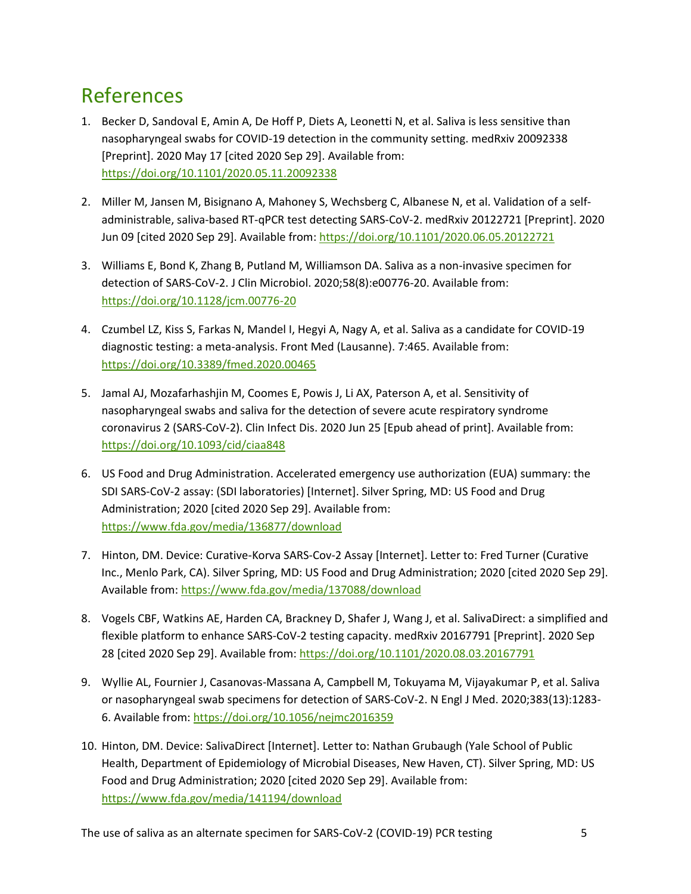# References

1. Becker D, Sandoval E, Amin A, De Hoff P, Diets A, Leonetti N, et al. Saliva is less sensitive than nasopharyngeal swabs for COVID-19 detection in the community setting. medRxiv 20092338 [Preprint]. 2020 May 17 [cited 2020 Sep 29]. Available from: https://doi.org/10.1101/2020.05.11.20092338

2. Miller M, Jansen M, Bisignano A, Mahoney S, Wechsberg C, Albanese N, et al. Validation of a self-administrable, saliva-based RT-qPCR test detecting SARS-CoV-2. medRxiv 20122721 [Preprint]. 2020 Jun 09 [cited 2020 Sep 29]. Available from: https://doi.org/10.1101/2020.06.05.20122721

3. Williams E, Bond K, Zhang B, Putland M, Williamson DA. Saliva as a non-invasive specimen for detection of SARS-CoV-2. J Clin Microbiol. 2020;58(8):e00776-20. Available from: https://doi.org/10.1128/jcm.00776-20

4. Czumbel LZ, Kiss S, Farkas N, Mandel I, Hegyi A, Nagy A, et al. Saliva as a candidate for COVID-19 diagnostic testing: a meta-analysis. Front Med (Lausanne). 7:465. Available from: https://doi.org/10.3389/fmed.2020.00465

5. Jamal AJ, Mozafarhashjin M, Coomes E, Powis J, Li AX, Paterson A, et al. Sensitivity of nasopharyngeal swabs and saliva for the detection of severe acute respiratory syndrome coronavirus 2 (SARS-CoV-2). Clin Infect Dis. 2020 Jun 25 [Epub ahead of print]. Available from: https://doi.org/10.1093/cid/ciaa848

6. US Food and Drug Administration. Accelerated emergency use authorization (EUA) summary: the SDI SARS-CoV-2 assay: (SDI laboratories) [Internet]. Silver Spring, MD: US Food and Drug Administration; 2020 [cited 2020 Sep 29]. Available from: https://www.fda.gov/media/136877/download

7. Hinton, DM. Device: Curative-Korva SARS-Cov-2 Assay [Internet]. Letter to: Fred Turner (Curative Inc., Menlo Park, CA). Silver Spring, MD: US Food and Drug Administration; 2020 [cited 2020 Sep 29]. Available from: https://www.fda.gov/media/137088/download

8. Vogels CBF, Watkins AE, Harden CA, Brackney D, Shafer J, Wang J, et al. SalivaDirect: a simplified and flexible platform to enhance SARS-CoV-2 testing capacity. medRxiv 20167791 [Preprint]. 2020 Sep 28 [cited 2020 Sep 29]. Available from: https://doi.org/10.1101/2020.08.03.20167791

9. Wyllie AL, Fournier J, Casanovas-Massana A, Campbell M, Tokuyama M, Vijayakumar P, et al. Saliva or nasopharyngeal swab specimens for detection of SARS-CoV-2. N Engl J Med. 2020;383(13):1283-6. Available from: https://doi.org/10.1056/nejmc2016359

10. Hinton, DM. Device: SalivaDirect [Internet]. Letter to: Nathan Grubaugh (Yale School of Public Health, Department of Epidemiology of Microbial Diseases, New Haven, CT). Silver Spring, MD: US Food and Drug Administration; 2020 [cited 2020 Sep 29]. Available from: https://www.fda.gov/media/141194/download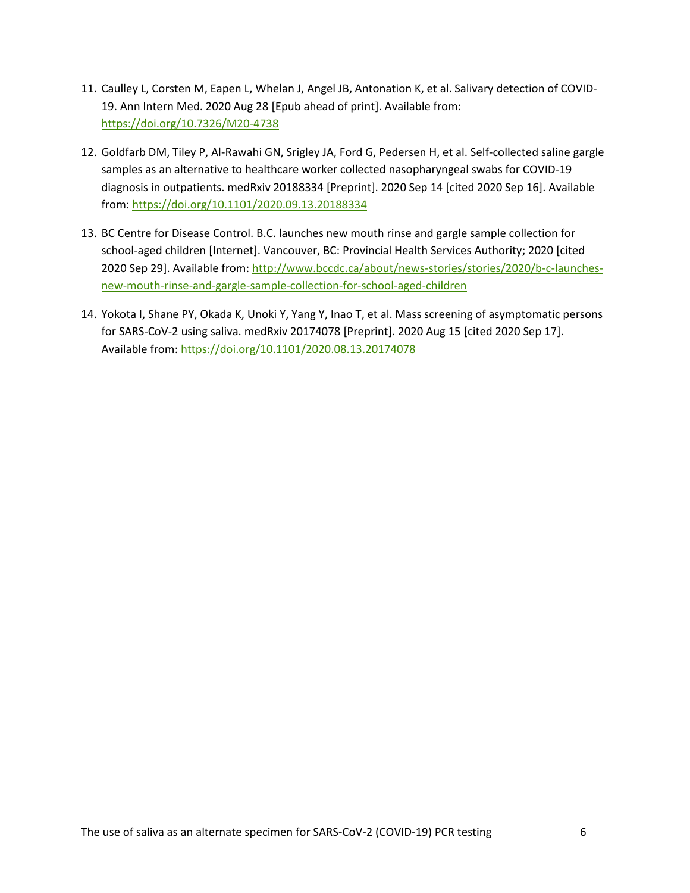11. Caulley L, Corsten M, Eapen L, Whelan J, Angel JB, Antonation K, et al. Salivary detection of COVID-19. Ann Intern Med. 2020 Aug 28 [Epub ahead of print]. Available from: https://doi.org/10.7326/M20-4738

12. Goldfarb DM, Tiley P, Al-Rawahi GN, Srigley JA, Ford G, Pedersen H, et al. Self-collected saline gargle samples as an alternative to healthcare worker collected nasopharyngeal swabs for COVID-19 diagnosis in outpatients. medRxiv 20188334 [Preprint]. 2020 Sep 14 [cited 2020 Sep 16]. Available from: https://doi.org/10.1101/2020.09.13.20188334

13. BC Centre for Disease Control. B.C. launches new mouth rinse and gargle sample collection for school-aged children [Internet]. Vancouver, BC: Provincial Health Services Authority; 2020 [cited 2020 Sep 29]. Available from: http://www.bccdc.ca/about/news-stories/stories/2020/b-c-launches-new-mouth-rinse-and-gargle-sample-collection-for-school-aged-children

14. Yokota I, Shane PY, Okada K, Unoki Y, Yang Y, Inao T, et al. Mass screening of asymptomatic persons for SARS-CoV-2 using saliva. medRxiv 20174078 [Preprint]. 2020 Aug 15 [cited 2020 Sep 17]. Available from: https://doi.org/10.1101/2020.08.13.20174078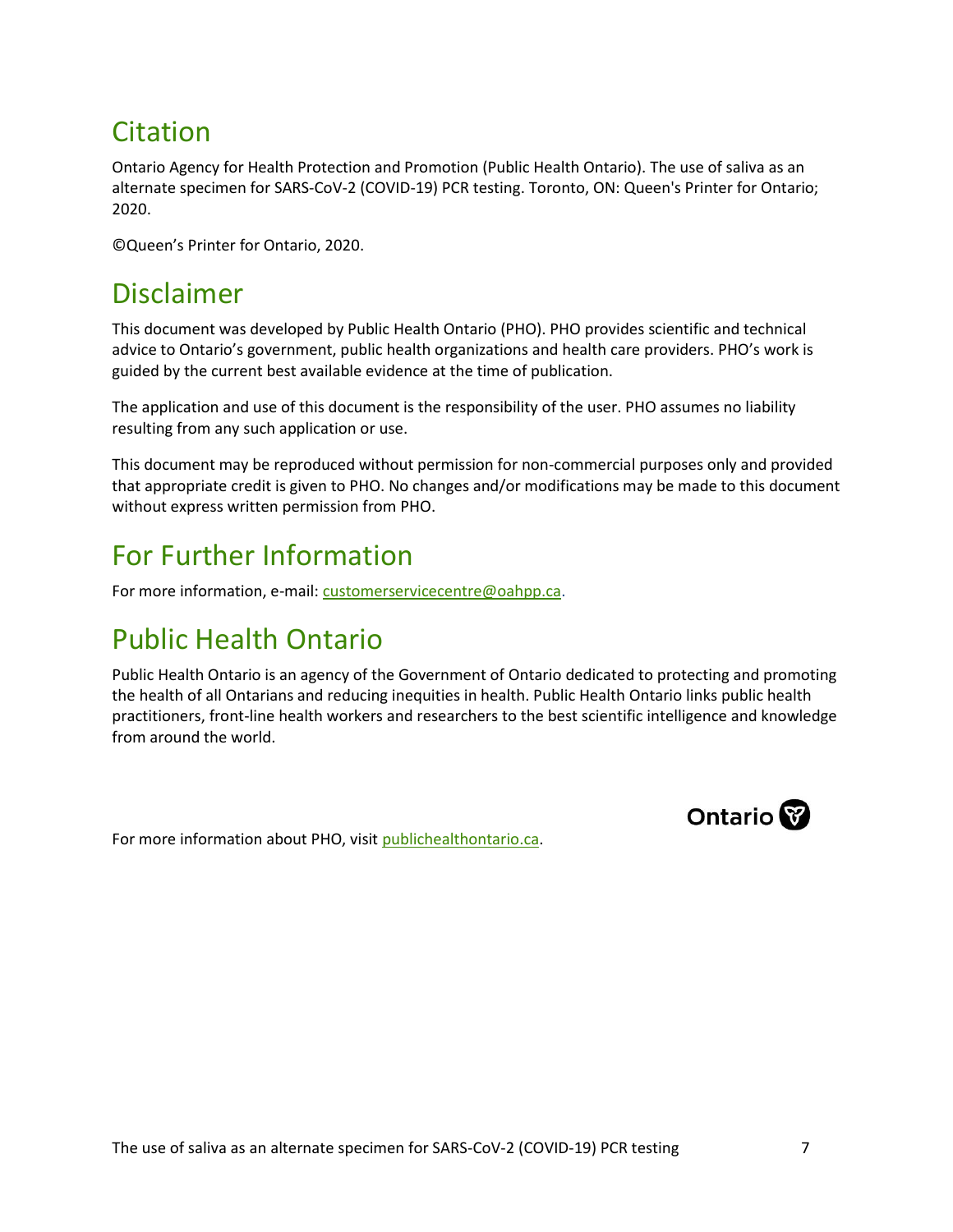## Citation

Ontario Agency for Health Protection and Promotion (Public Health Ontario). The use of saliva as an alternate specimen for SARS-CoV-2 (COVID-19) PCR testing. Toronto, ON: Queen's Printer for Ontario; 2020.

©Queen's Printer for Ontario, 2020.

## Disclaimer

This document was developed by Public Health Ontario (PHO). PHO provides scientific and technical advice to Ontario's government, public health organizations and health care providers. PHO's work is guided by the current best available evidence at the time of publication.

The application and use of this document is the responsibility of the user. PHO assumes no liability resulting from any such application or use.

This document may be reproduced without permission for non-commercial purposes only and provided that appropriate credit is given to PHO. No changes and/or modifications may be made to this document without express written permission from PHO.

## For Further Information

For more information, e-mail: customerservicecentre@oahpp.ca.

## Public Health Ontario

Public Health Ontario is an agency of the Government of Ontario dedicated to protecting and promoting the health of all Ontarians and reducing inequities in health. Public Health Ontario links public health practitioners, front-line health workers and researchers to the best scientific intelligence and knowledge from around the world.

For more information about PHO, visit publichealthontario.ca.

Ontario